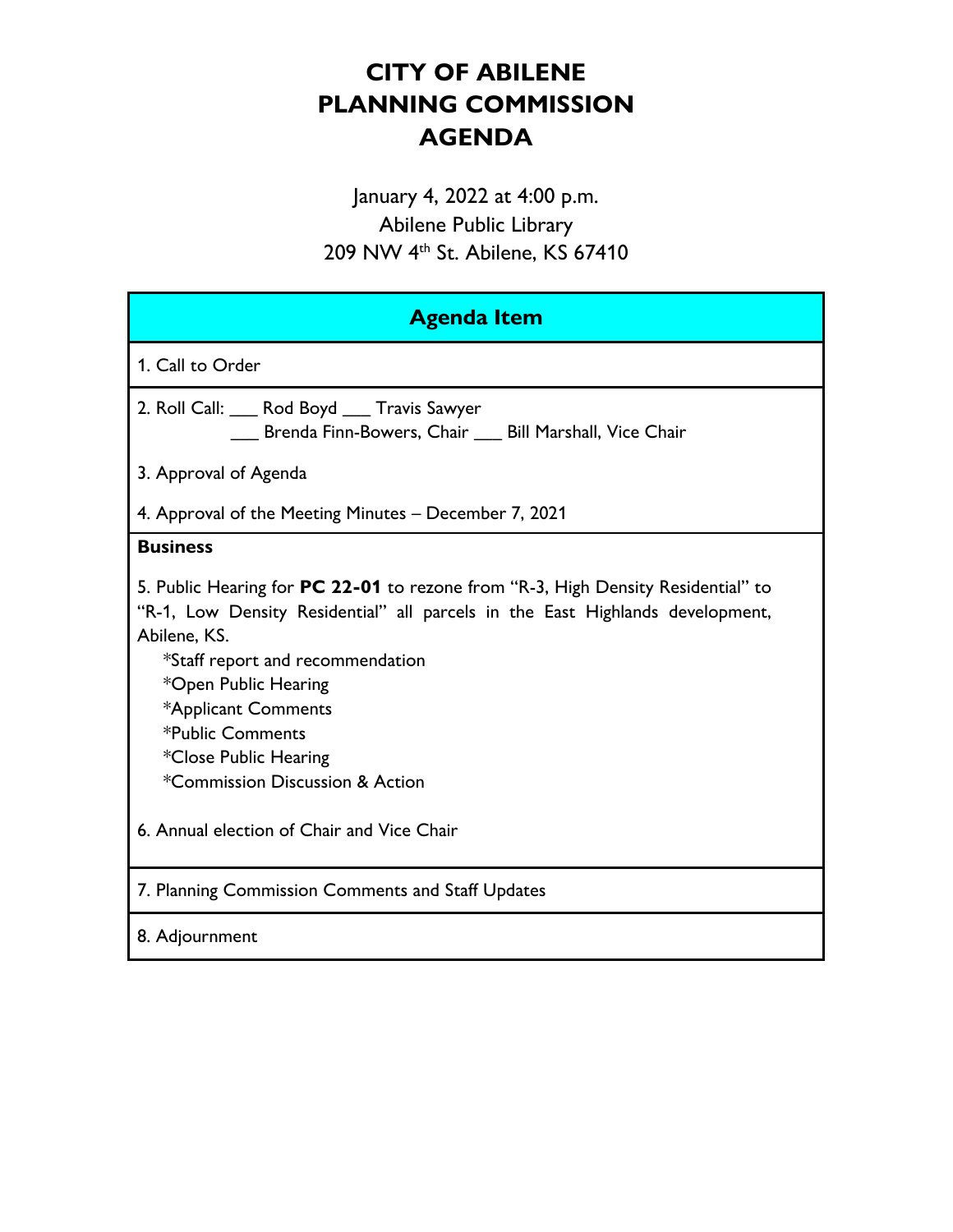# CITY OF ABILENE
# PLANNING COMMISSION
# AGENDA

January 4, 2022 at 4:00 p.m.
Abilene Public Library
209 NW 4th St. Abilene, KS 67410

| Agenda Item |
|---|
| 1. Call to Order |
| 2. Roll Call: ___ Rod Boyd ___ Travis Sawyer<br>___ Brenda Finn-Bowers, Chair ___ Bill Marshall, Vice Chair |
| 3. Approval of Agenda |
| 4. Approval of the Meeting Minutes – December 7, 2021 |
| **Business** |
| 5. Public Hearing for **PC 22-01** to rezone from "R-3, High Density Residential" to "R-1, Low Density Residential" all parcels in the East Highlands development, Abilene, KS.<br>*Staff report and recommendation<br>*Open Public Hearing<br>*Applicant Comments<br>*Public Comments<br>*Close Public Hearing<br>*Commission Discussion & Action |
| 6. Annual election of Chair and Vice Chair |
| 7. Planning Commission Comments and Staff Updates |
| 8. Adjournment |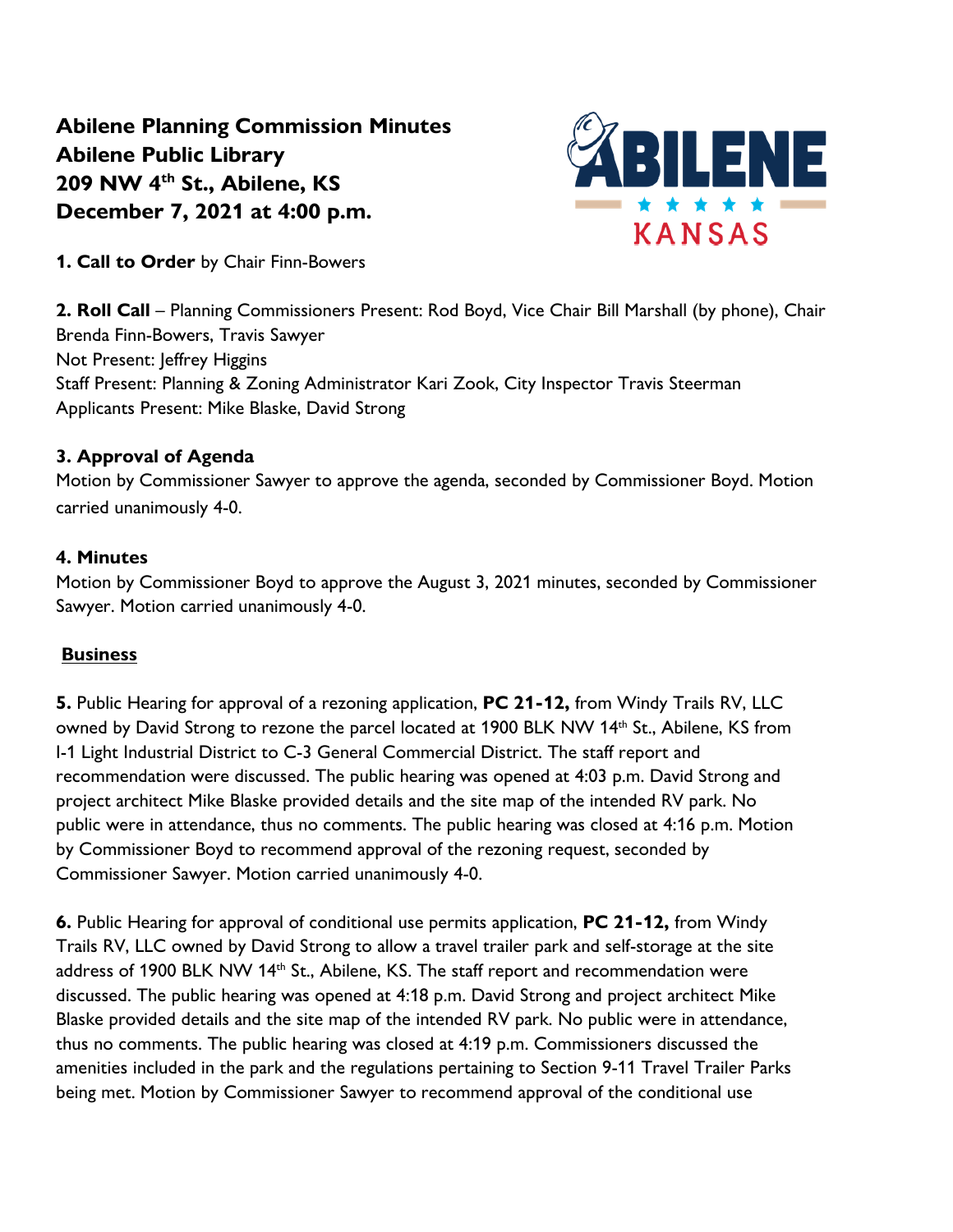**Abilene Planning Commission Minutes**
**Abilene Public Library**
**209 NW 4th St., Abilene, KS**
**December 7, 2021 at 4:00 p.m.**

**1. Call to Order** by Chair Finn-Bowers

**2. Roll Call** – Planning Commissioners Present: Rod Boyd, Vice Chair Bill Marshall (by phone), Chair Brenda Finn-Bowers, Travis Sawyer
Not Present: Jeffrey Higgins
Staff Present: Planning & Zoning Administrator Kari Zook, City Inspector Travis Steerman
Applicants Present: Mike Blaske, David Strong

**3. Approval of Agenda**
Motion by Commissioner Sawyer to approve the agenda, seconded by Commissioner Boyd. Motion carried unanimously 4-0.

**4. Minutes**
Motion by Commissioner Boyd to approve the August 3, 2021 minutes, seconded by Commissioner Sawyer. Motion carried unanimously 4-0.

**Business**

**5.** Public Hearing for approval of a rezoning application, **PC 21-12,** from Windy Trails RV, LLC owned by David Strong to rezone the parcel located at 1900 BLK NW 14th St., Abilene, KS from I-1 Light Industrial District to C-3 General Commercial District. The staff report and recommendation were discussed. The public hearing was opened at 4:03 p.m. David Strong and project architect Mike Blaske provided details and the site map of the intended RV park. No public were in attendance, thus no comments. The public hearing was closed at 4:16 p.m. Motion by Commissioner Boyd to recommend approval of the rezoning request, seconded by Commissioner Sawyer. Motion carried unanimously 4-0.

**6.** Public Hearing for approval of conditional use permits application, **PC 21-12,** from Windy Trails RV, LLC owned by David Strong to allow a travel trailer park and self-storage at the site address of 1900 BLK NW 14th St., Abilene, KS. The staff report and recommendation were discussed. The public hearing was opened at 4:18 p.m. David Strong and project architect Mike Blaske provided details and the site map of the intended RV park. No public were in attendance, thus no comments. The public hearing was closed at 4:19 p.m. Commissioners discussed the amenities included in the park and the regulations pertaining to Section 9-11 Travel Trailer Parks being met. Motion by Commissioner Sawyer to recommend approval of the conditional use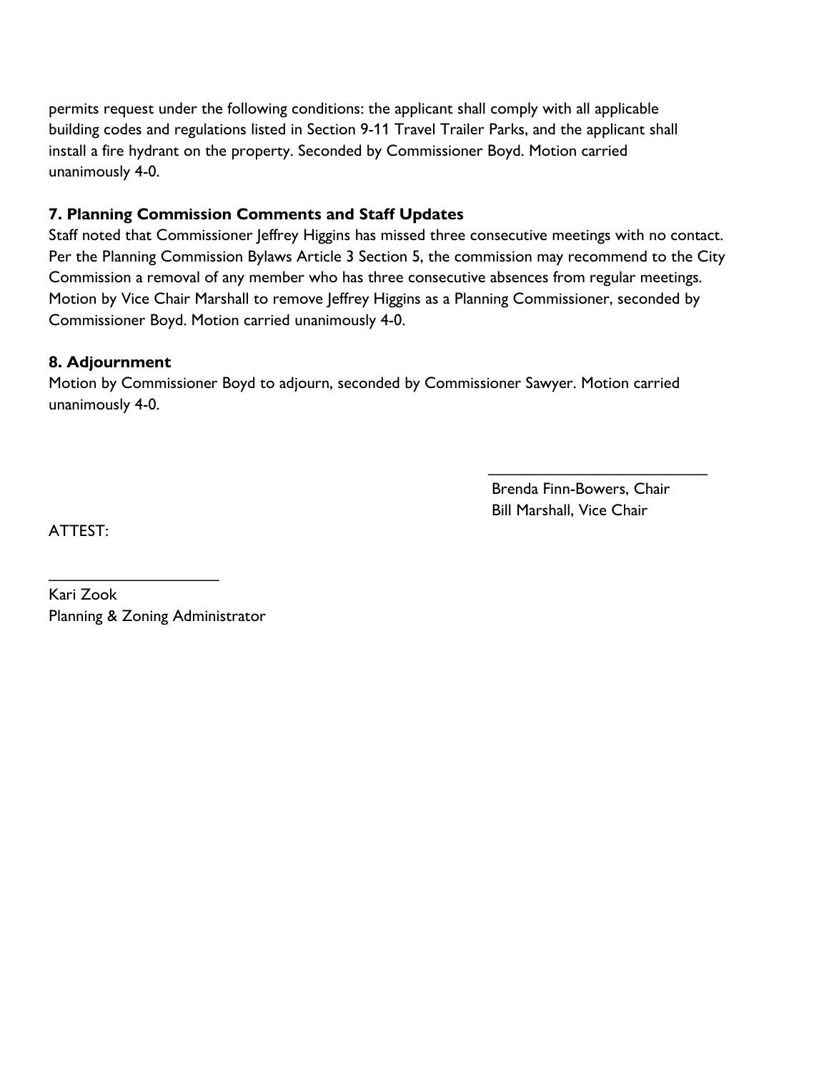permits request under the following conditions: the applicant shall comply with all applicable building codes and regulations listed in Section 9-11 Travel Trailer Parks, and the applicant shall install a fire hydrant on the property. Seconded by Commissioner Boyd. Motion carried unanimously 4-0.

**7. Planning Commission Comments and Staff Updates**

Staff noted that Commissioner Jeffrey Higgins has missed three consecutive meetings with no contact. Per the Planning Commission Bylaws Article 3 Section 5, the commission may recommend to the City Commission a removal of any member who has three consecutive absences from regular meetings. Motion by Vice Chair Marshall to remove Jeffrey Higgins as a Planning Commissioner, seconded by Commissioner Boyd. Motion carried unanimously 4-0.

**8. Adjournment**

Motion by Commissioner Boyd to adjourn, seconded by Commissioner Sawyer. Motion carried unanimously 4-0.

\_\_\_\_\_\_\_\_\_\_\_\_\_\_\_\_\_\_\_\_\_\_\_\_\_\_

Brenda Finn-Bowers, Chair
Bill Marshall, Vice Chair

ATTEST:

\_\_\_\_\_\_\_\_\_\_\_\_\_\_\_\_\_\_\_\_

Kari Zook
Planning & Zoning Administrator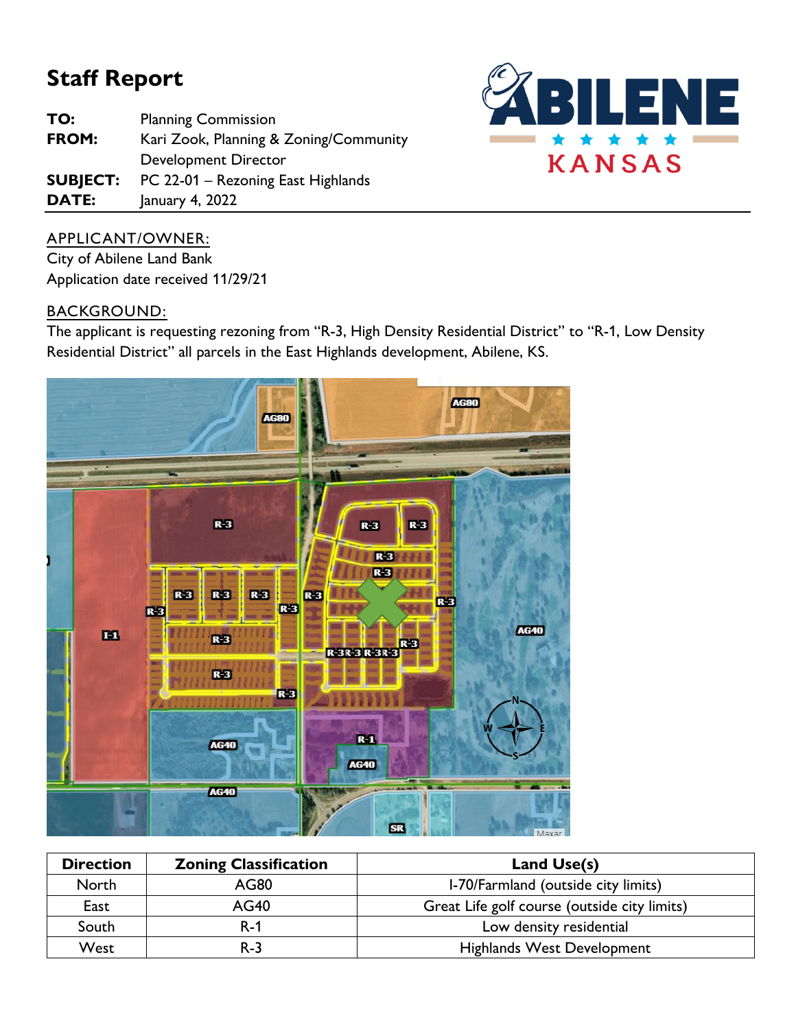# Staff Report

**TO:** Planning Commission
**FROM:** Kari Zook, Planning & Zoning/Community Development Director
**SUBJECT:** PC 22-01 – Rezoning East Highlands
**DATE:** January 4, 2022

ABILENE ★ ★ ★ ★ ★ KANSAS

## APPLICANT/OWNER:

City of Abilene Land Bank
Application date received 11/29/21

## BACKGROUND:

The applicant is requesting rezoning from "R-3, High Density Residential District" to "R-1, Low Density Residential District" all parcels in the East Highlands development, Abilene, KS.

| Direction | Zoning Classification | Land Use(s) |
|---|---|---|
| North | AG80 | I-70/Farmland (outside city limits) |
| East | AG40 | Great Life golf course (outside city limits) |
| South | R-1 | Low density residential |
| West | R-3 | Highlands West Development |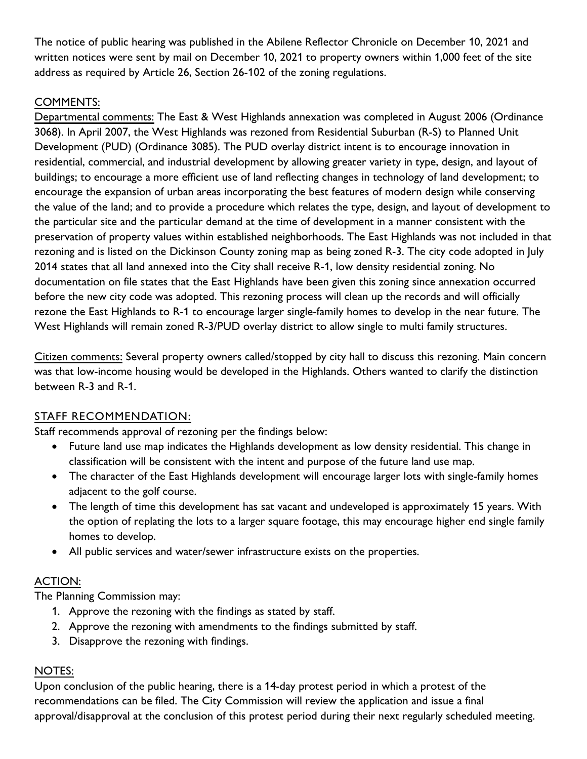The notice of public hearing was published in the Abilene Reflector Chronicle on December 10, 2021 and written notices were sent by mail on December 10, 2021 to property owners within 1,000 feet of the site address as required by Article 26, Section 26-102 of the zoning regulations.

## COMMENTS:

Departmental comments: The East & West Highlands annexation was completed in August 2006 (Ordinance 3068). In April 2007, the West Highlands was rezoned from Residential Suburban (R-S) to Planned Unit Development (PUD) (Ordinance 3085). The PUD overlay district intent is to encourage innovation in residential, commercial, and industrial development by allowing greater variety in type, design, and layout of buildings; to encourage a more efficient use of land reflecting changes in technology of land development; to encourage the expansion of urban areas incorporating the best features of modern design while conserving the value of the land; and to provide a procedure which relates the type, design, and layout of development to the particular site and the particular demand at the time of development in a manner consistent with the preservation of property values within established neighborhoods. The East Highlands was not included in that rezoning and is listed on the Dickinson County zoning map as being zoned R-3. The city code adopted in July 2014 states that all land annexed into the City shall receive R-1, low density residential zoning. No documentation on file states that the East Highlands have been given this zoning since annexation occurred before the new city code was adopted. This rezoning process will clean up the records and will officially rezone the East Highlands to R-1 to encourage larger single-family homes to develop in the near future. The West Highlands will remain zoned R-3/PUD overlay district to allow single to multi family structures.

Citizen comments: Several property owners called/stopped by city hall to discuss this rezoning. Main concern was that low-income housing would be developed in the Highlands. Others wanted to clarify the distinction between R-3 and R-1.

## STAFF RECOMMENDATION:

Staff recommends approval of rezoning per the findings below:

- Future land use map indicates the Highlands development as low density residential. This change in classification will be consistent with the intent and purpose of the future land use map.
- The character of the East Highlands development will encourage larger lots with single-family homes adjacent to the golf course.
- The length of time this development has sat vacant and undeveloped is approximately 15 years. With the option of replating the lots to a larger square footage, this may encourage higher end single family homes to develop.
- All public services and water/sewer infrastructure exists on the properties.

## ACTION:

The Planning Commission may:

1. Approve the rezoning with the findings as stated by staff.
2. Approve the rezoning with amendments to the findings submitted by staff.
3. Disapprove the rezoning with findings.

## NOTES:

Upon conclusion of the public hearing, there is a 14-day protest period in which a protest of the recommendations can be filed. The City Commission will review the application and issue a final approval/disapproval at the conclusion of this protest period during their next regularly scheduled meeting.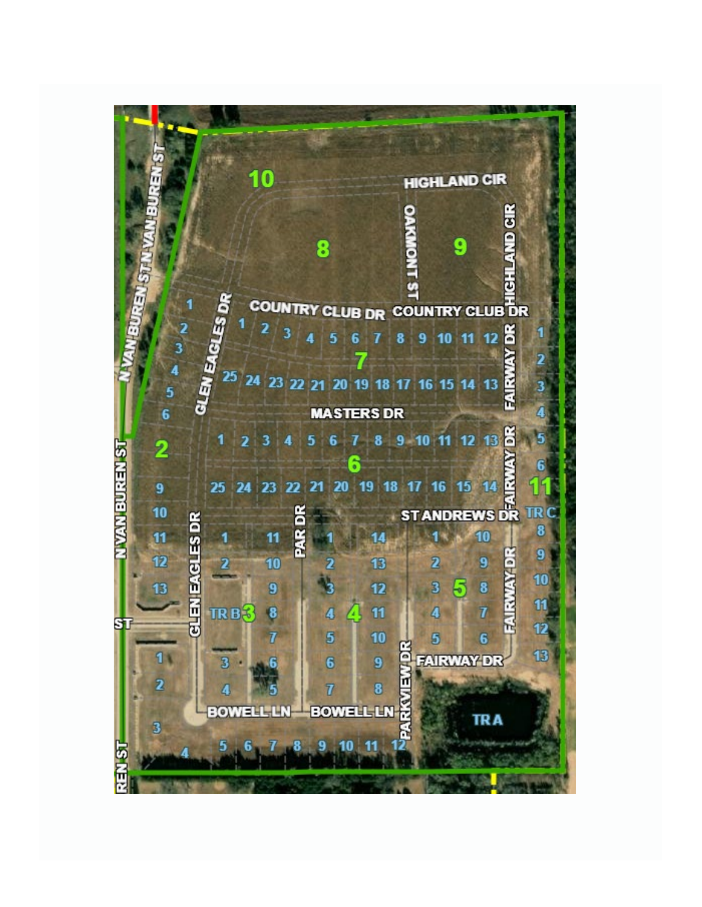N VAN BUREN ST

N VAN BUREN ST

N VAN BUREN ST

HIGHLAND CIR

OAKMONT ST

COUNTRY CLUB DR

COUNTRY CLUB DR

GLEN EAGLES DR

MASTERS DR

FAIRWAY DR

ST ANDREWS DR

PAR DR

PARKVIEW DR

BOWELL LN

BOWELL LN

10

8

9

7

6

2

11

3

4

5

TR A

TR B

TR C